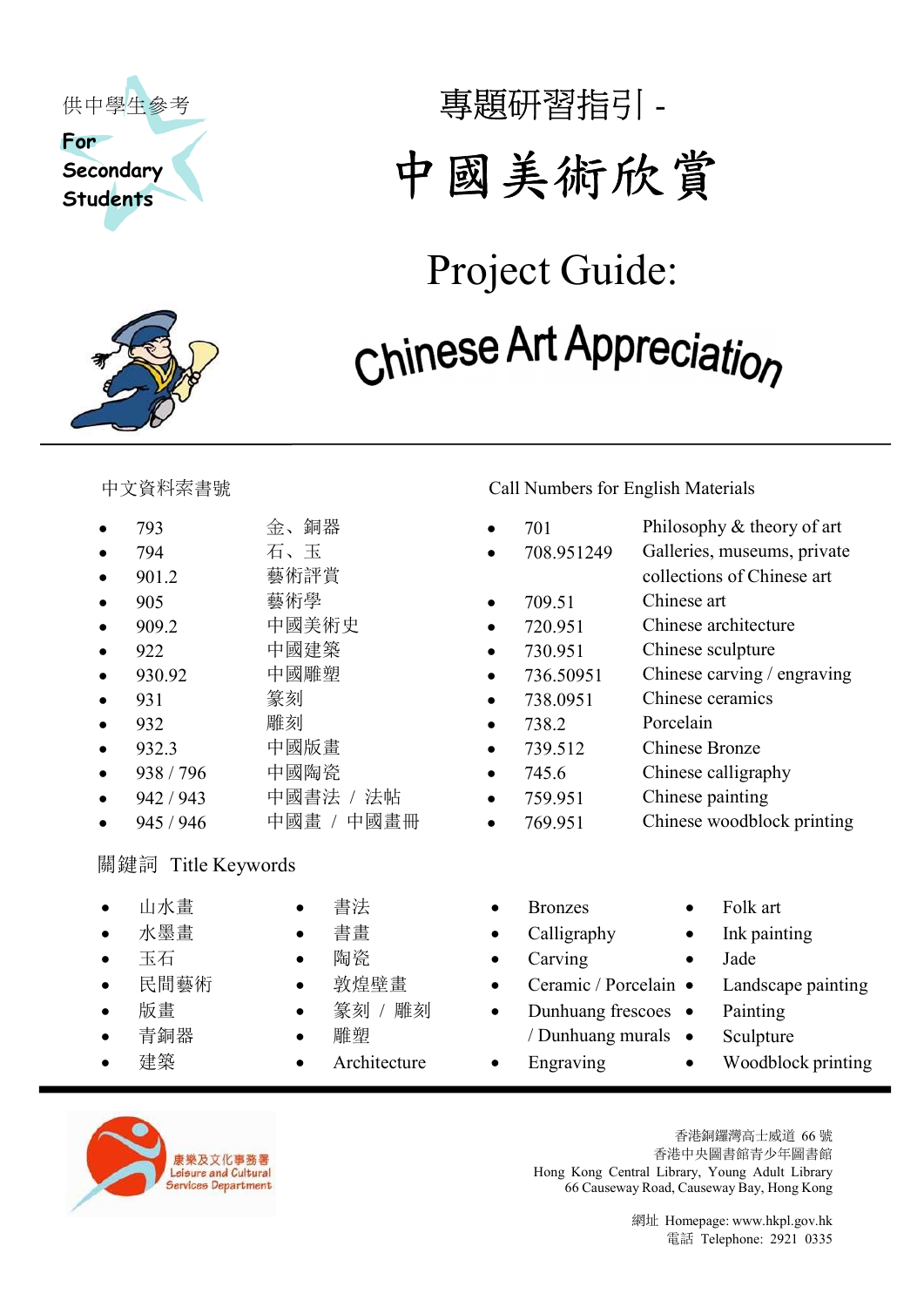供中學生參考

For Secondary Students

# 專題研習指引 - 中國美術欣賞

# Project Guide: Chinese Art Appreciation

## 中文資料索書號

- 793 金、銅器
- 794 石、玉
- 901.2 藝術評賞
- 905 藝術學
- 909.2 中國美術史
- 922 中國建築
- 930.92 中國雕塑
- 931 篆刻
- 932 雕刻
- 932.3 中國版畫
- 938 / 796 中國陶瓷
- 942 / 943 中國書法 / 法帖
- 945 / 946 中國畫 / 中國畫冊

## Call Numbers for English Materials

- 701 Philosophy & theory of art
- 708.951249 Galleries, museums, private collections of Chinese art
- 709.51 Chinese art
- 720.951 Chinese architecture
- 730.951 Chinese sculpture
- 736.50951 Chinese carving / engraving
- 738.0951 Chinese ceramics
- 738.2 Porcelain
- 739.512 Chinese Bronze
- 745.6 Chinese calligraphy
- 759.951 Chinese painting
- 769.951 Chinese woodblock printing

## 關鍵詞 Title Keywords

- 山水畫
- 水墨畫
- 玉石
- 民間藝術
- 版畫
- 青銅器
- 建築
- 書法
- 書畫
- 陶瓷
- 敦煌壁畫
- 篆刻 / 雕刻
- 雕塑
- Architecture
- Bronzes
- Calligraphy
- Carving
- Ceramic / Porcelain
- Dunhuang frescoes / Dunhuang murals
- Engraving
- Folk art
- Ink painting
- Jade
- Landscape painting
- Painting
- Sculpture
- Woodblock printing

康樂及文化事務署 Leisure and Cultural Services Department

香港銅鑼灣高士威道 66 號
香港中央圖書館青少年圖書館
Hong Kong Central Library, Young Adult Library
66 Causeway Road, Causeway Bay, Hong Kong

網址 Homepage: www.hkpl.gov.hk
電話 Telephone: 2921 0335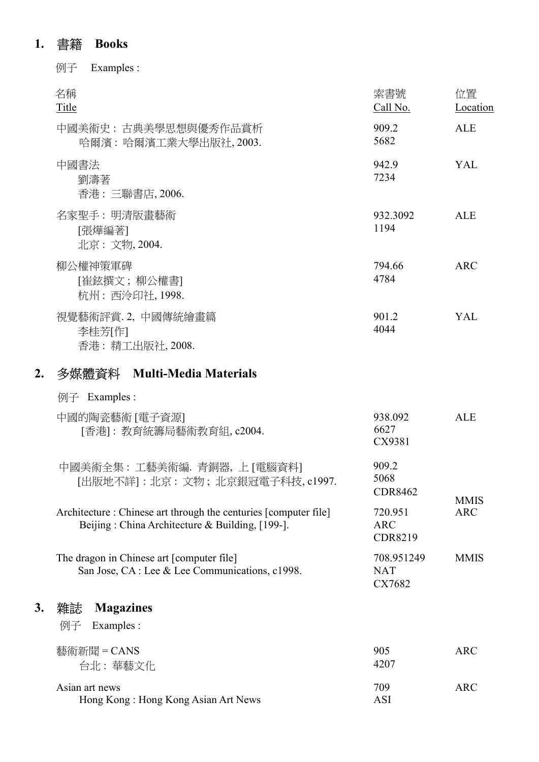## 1. 書籍 Books

例子 Examples :

| 名稱<br>Title | 索書號<br>Call No. | 位置<br>Location |
| --- | --- | --- |
| 中國美術史：古典美學思想與優秀作品賞析<br>哈爾濱：哈爾濱工業大學出版社, 2003. | 909.2<br>5682 | ALE |
| 中國書法<br>劉濤著<br>香港：三聯書店, 2006. | 942.9<br>7234 | YAL |
| 名家聖手：明清版畫藝術<br>[張燁編著]<br>北京：文物, 2004. | 932.3092<br>1194 | ALE |
| 柳公權神策軍碑<br>[崔鉉撰文；柳公權書]<br>杭州：西泠印社, 1998. | 794.66<br>4784 | ARC |
| 視覺藝術評賞. 2, 中國傳統繪畫篇<br>李桂芳[作]<br>香港：精工出版社, 2008. | 901.2<br>4044 | YAL |

## 2. 多媒體資料 Multi-Media Materials

例子 Examples :

| 名稱<br>Title | 索書號<br>Call No. | 位置<br>Location |
| --- | --- | --- |
| 中國的陶瓷藝術 [電子資源]<br>[香港]：教育統籌局藝術教育組, c2004. | 938.092<br>6627<br>CX9381 | ALE |
| 中國美術全集：工藝美術編. 青銅器, 上 [電腦資料]<br>[出版地不詳]：北京：文物；北京銀冠電子科技, c1997. | 909.2<br>5068<br>CDR8462 | MMIS |
| Architecture : Chinese art through the centuries [computer file]<br>Beijing : China Architecture & Building, [199-]. | 720.951<br>ARC<br>CDR8219 | ARC |
| The dragon in Chinese art [computer file]<br>San Jose, CA : Lee & Lee Communications, c1998. | 708.951249<br>NAT<br>CX7682 | MMIS |

## 3. 雜誌 Magazines

例子 Examples :

| 名稱<br>Title | 索書號<br>Call No. | 位置<br>Location |
| --- | --- | --- |
| 藝術新聞 = CANS<br>台北：華藝文化 | 905<br>4207 | ARC |
| Asian art news<br>Hong Kong : Hong Kong Asian Art News | 709<br>ASI | ARC |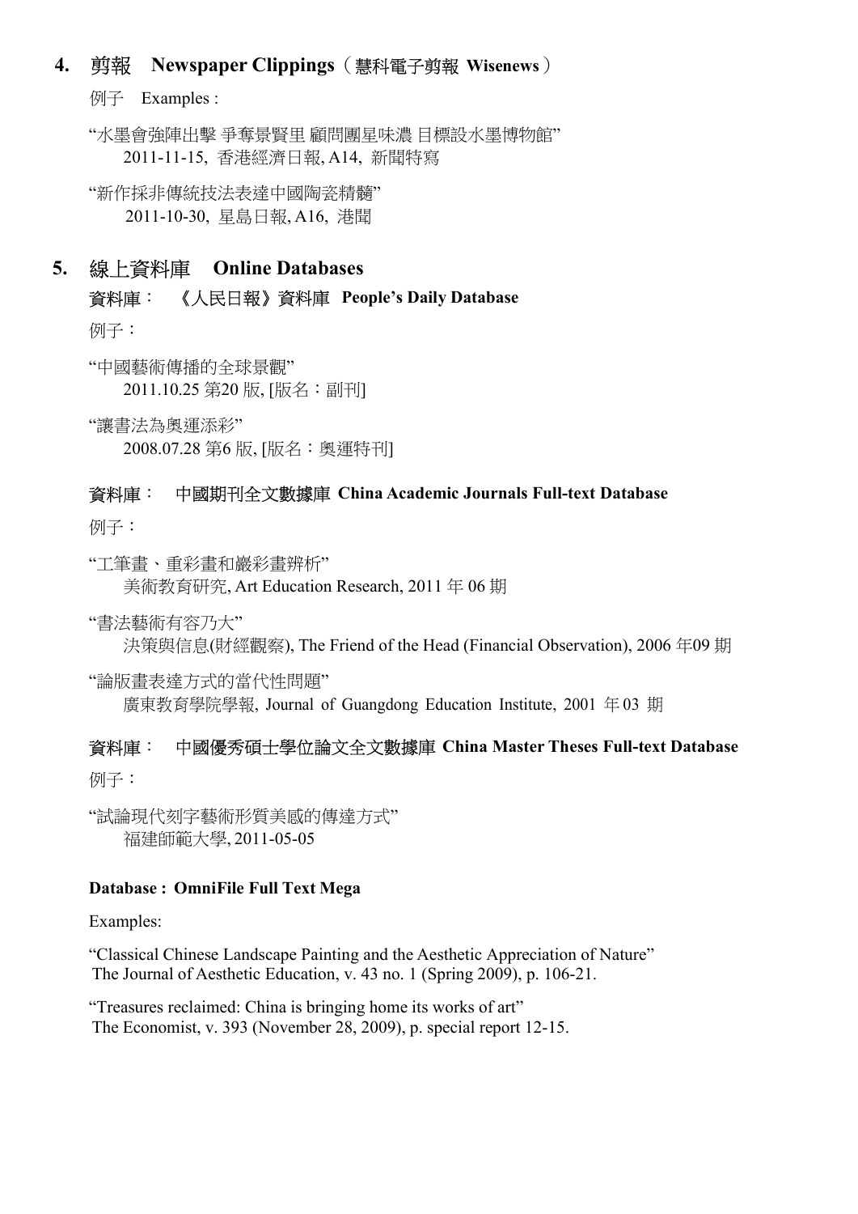## 4. 剪報　Newspaper Clippings（慧科電子剪報 Wisenews）

例子　Examples :

"水墨會強陣出擊 爭奪景賢里 顧問團星味濃 目標設水墨博物館"
　2011-11-15, 香港經濟日報, A14, 新聞特寫

"新作採非傳統技法表達中國陶瓷精髓"
　2011-10-30, 星島日報, A16, 港聞

## 5. 線上資料庫　Online Databases

### 資料庫：　《人民日報》資料庫 People's Daily Database

例子：

"中國藝術傳播的全球景觀"
　2011.10.25 第20 版, [版名：副刊]

"讓書法為奧運添彩"
　2008.07.28 第6 版, [版名：奧運特刊]

### 資料庫：　中國期刊全文數據庫 China Academic Journals Full-text Database

例子：

"工筆畫、重彩畫和巖彩畫辨析"
　美術教育研究, Art Education Research, 2011 年 06 期

"書法藝術有容乃大"
　決策與信息(財經觀察), The Friend of the Head (Financial Observation), 2006 年09 期

"論版畫表達方式的當代性問題"
　廣東教育學院學報, Journal of Guangdong Education Institute, 2001 年 03 期

### 資料庫：　中國優秀碩士學位論文全文數據庫 China Master Theses Full-text Database

例子：

"試論現代刻字藝術形質美感的傳達方式"
　福建師範大學, 2011-05-05

### Database : OmniFile Full Text Mega

Examples:

"Classical Chinese Landscape Painting and the Aesthetic Appreciation of Nature"
The Journal of Aesthetic Education, v. 43 no. 1 (Spring 2009), p. 106-21.

"Treasures reclaimed: China is bringing home its works of art"
The Economist, v. 393 (November 28, 2009), p. special report 12-15.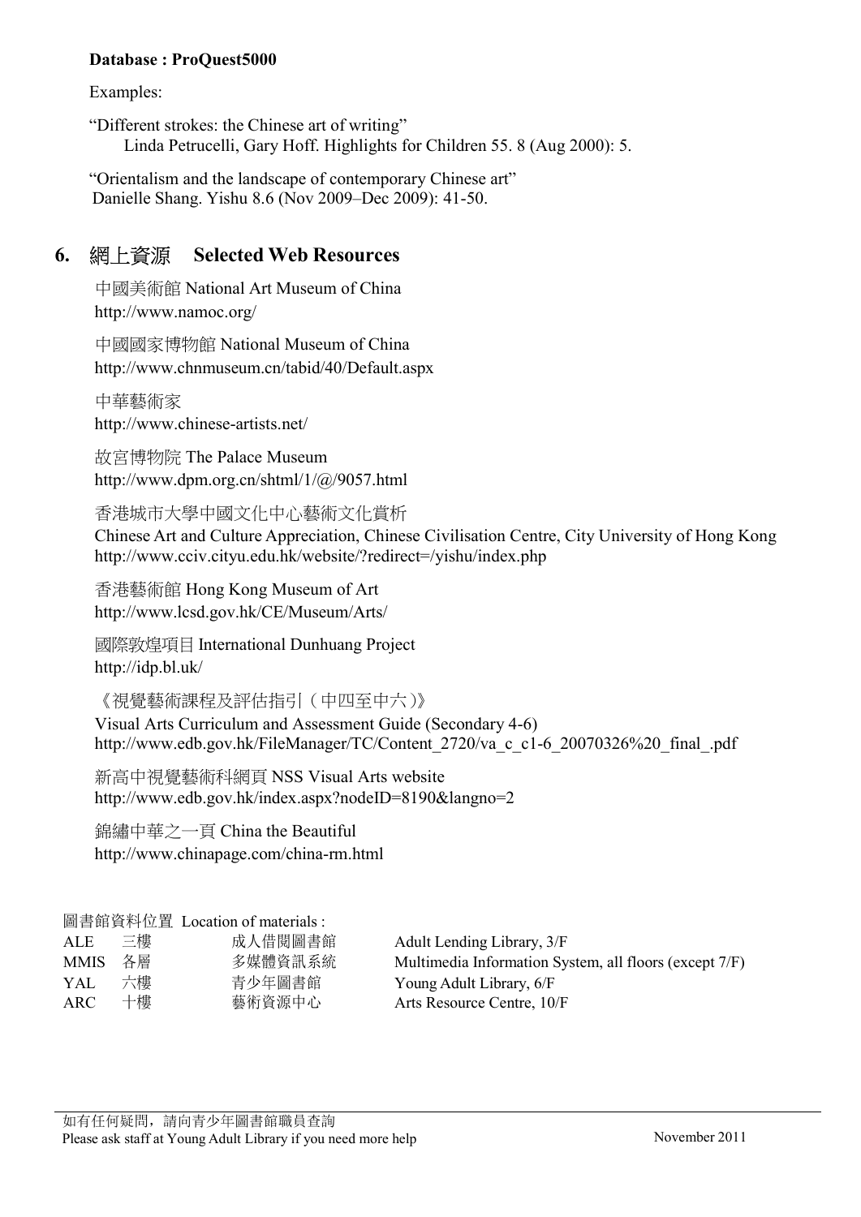**Database : ProQuest5000**

Examples:

"Different strokes: the Chinese art of writing"
Linda Petrucelli, Gary Hoff. Highlights for Children 55. 8 (Aug 2000): 5.

"Orientalism and the landscape of contemporary Chinese art"
Danielle Shang. Yishu 8.6 (Nov 2009–Dec 2009): 41-50.

## 6. 網上資源 Selected Web Resources

中國美術館 National Art Museum of China
http://www.namoc.org/

中國國家博物館 National Museum of China
http://www.chnmuseum.cn/tabid/40/Default.aspx

中華藝術家
http://www.chinese-artists.net/

故宮博物院 The Palace Museum
http://www.dpm.org.cn/shtml/1/@/9057.html

香港城市大學中國文化中心藝術文化賞析
Chinese Art and Culture Appreciation, Chinese Civilisation Centre, City University of Hong Kong
http://www.cciv.cityu.edu.hk/website/?redirect=/yishu/index.php

香港藝術館 Hong Kong Museum of Art
http://www.lcsd.gov.hk/CE/Museum/Arts/

國際敦煌項目 International Dunhuang Project
http://idp.bl.uk/

《視覺藝術課程及評估指引（中四至中六）》
Visual Arts Curriculum and Assessment Guide (Secondary 4-6)
http://www.edb.gov.hk/FileManager/TC/Content_2720/va_c_c1-6_20070326%20_final_.pdf

新高中視覺藝術科網頁 NSS Visual Arts website
http://www.edb.gov.hk/index.aspx?nodeID=8190&langno=2

錦繡中華之一頁 China the Beautiful
http://www.chinapage.com/china-rm.html

圖書館資料位置 Location of materials :

| | | | |
|---|---|---|---|
| ALE | 三樓 | 成人借閱圖書館 | Adult Lending Library, 3/F |
| MMIS | 各層 | 多媒體資訊系統 | Multimedia Information System, all floors (except 7/F) |
| YAL | 六樓 | 青少年圖書館 | Young Adult Library, 6/F |
| ARC | 十樓 | 藝術資源中心 | Arts Resource Centre, 10/F |

如有任何疑問，請向青少年圖書館職員查詢
Please ask staff at Young Adult Library if you need more help

November 2011